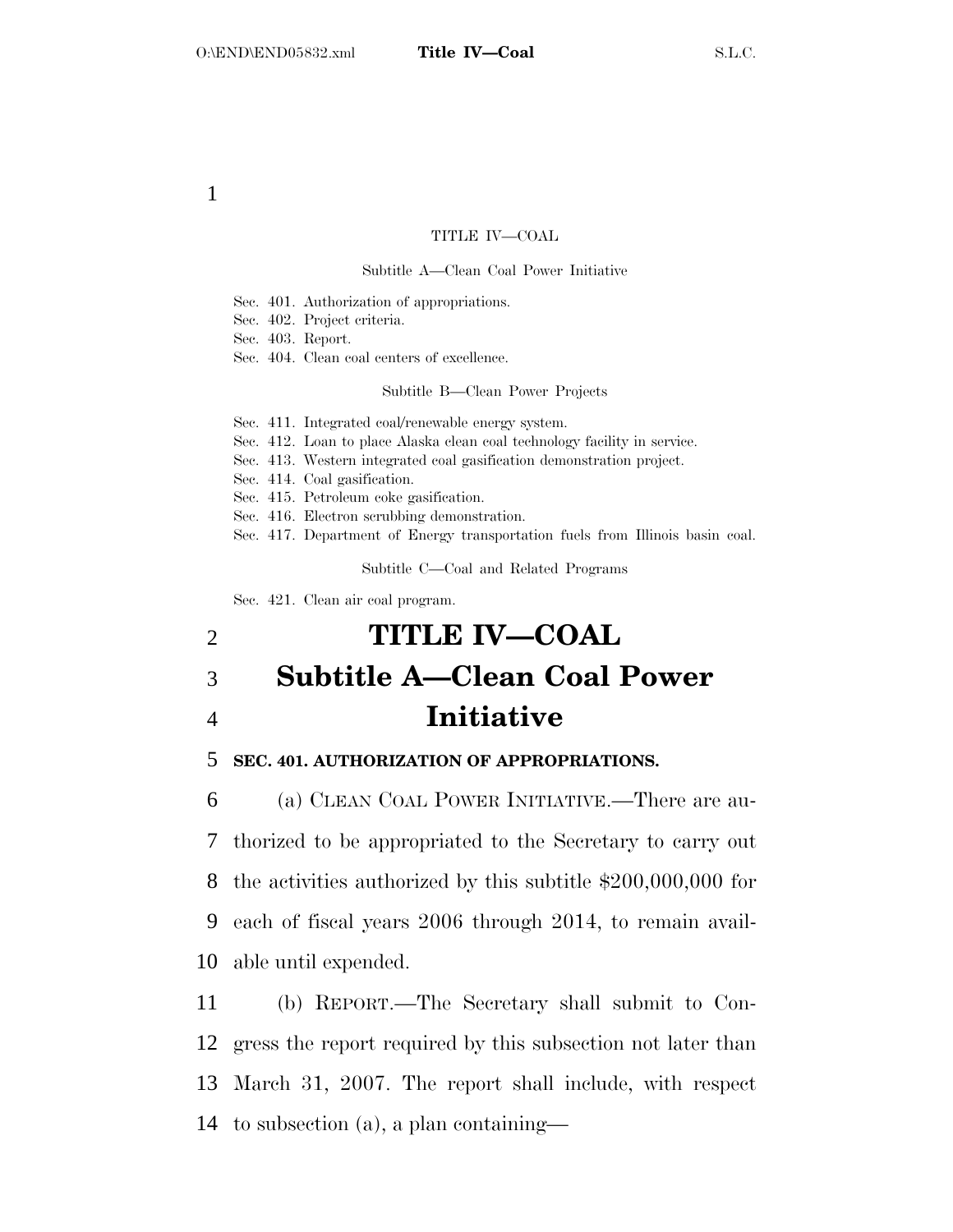TITLE IV—COAL

Subtitle A—Clean Coal Power Initiative

Sec. 401. Authorization of appropriations.
Sec. 402. Project criteria.
Sec. 403. Report.
Sec. 404. Clean coal centers of excellence.

Subtitle B—Clean Power Projects

Sec. 411. Integrated coal/renewable energy system.
Sec. 412. Loan to place Alaska clean coal technology facility in service.
Sec. 413. Western integrated coal gasification demonstration project.
Sec. 414. Coal gasification.
Sec. 415. Petroleum coke gasification.
Sec. 416. Electron scrubbing demonstration.
Sec. 417. Department of Energy transportation fuels from Illinois basin coal.

Subtitle C—Coal and Related Programs

Sec. 421. Clean air coal program.

# TITLE IV—COAL

## Subtitle A—Clean Coal Power Initiative

### SEC. 401. AUTHORIZATION OF APPROPRIATIONS.

(a) CLEAN COAL POWER INITIATIVE.—There are authorized to be appropriated to the Secretary to carry out the activities authorized by this subtitle $200,000,000 for each of fiscal years 2006 through 2014, to remain available until expended.

(b) REPORT.—The Secretary shall submit to Congress the report required by this subsection not later than March 31, 2007. The report shall include, with respect to subsection (a), a plan containing—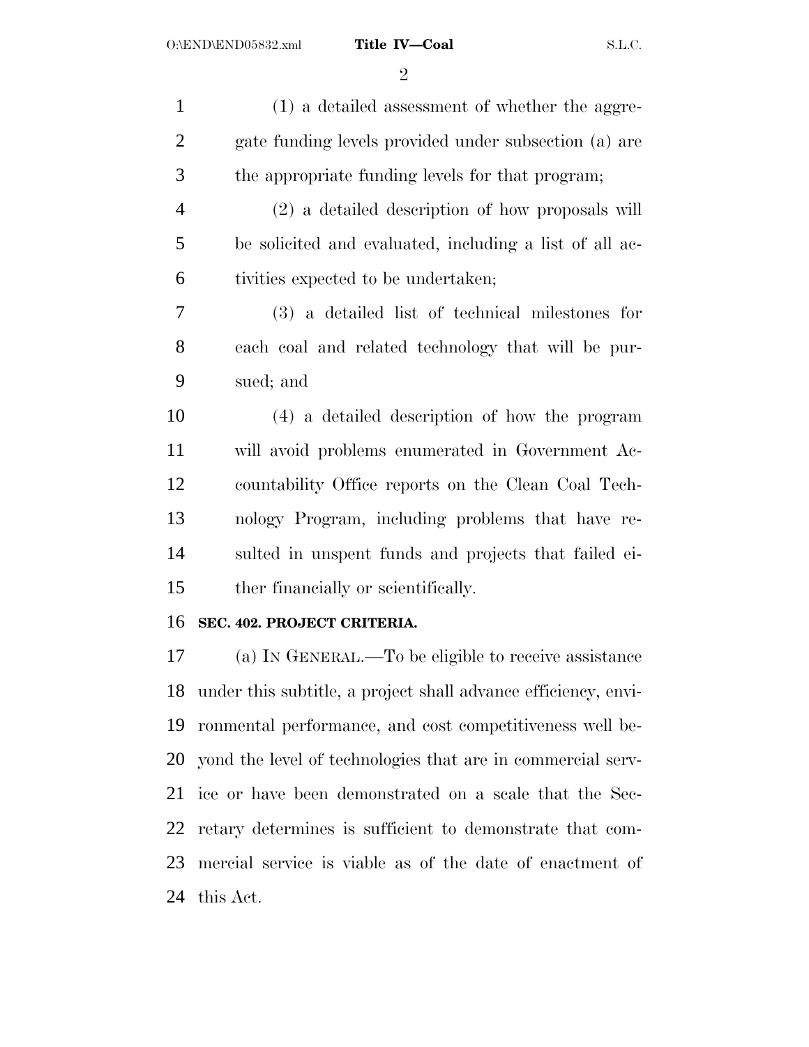(1) a detailed assessment of whether the aggregate funding levels provided under subsection (a) are the appropriate funding levels for that program;

(2) a detailed description of how proposals will be solicited and evaluated, including a list of all activities expected to be undertaken;

(3) a detailed list of technical milestones for each coal and related technology that will be pursued; and

(4) a detailed description of how the program will avoid problems enumerated in Government Accountability Office reports on the Clean Coal Technology Program, including problems that have resulted in unspent funds and projects that failed either financially or scientifically.

**SEC. 402. PROJECT CRITERIA.**

(a) IN GENERAL.—To be eligible to receive assistance under this subtitle, a project shall advance efficiency, environmental performance, and cost competitiveness well beyond the level of technologies that are in commercial service or have been demonstrated on a scale that the Secretary determines is sufficient to demonstrate that commercial service is viable as of the date of enactment of this Act.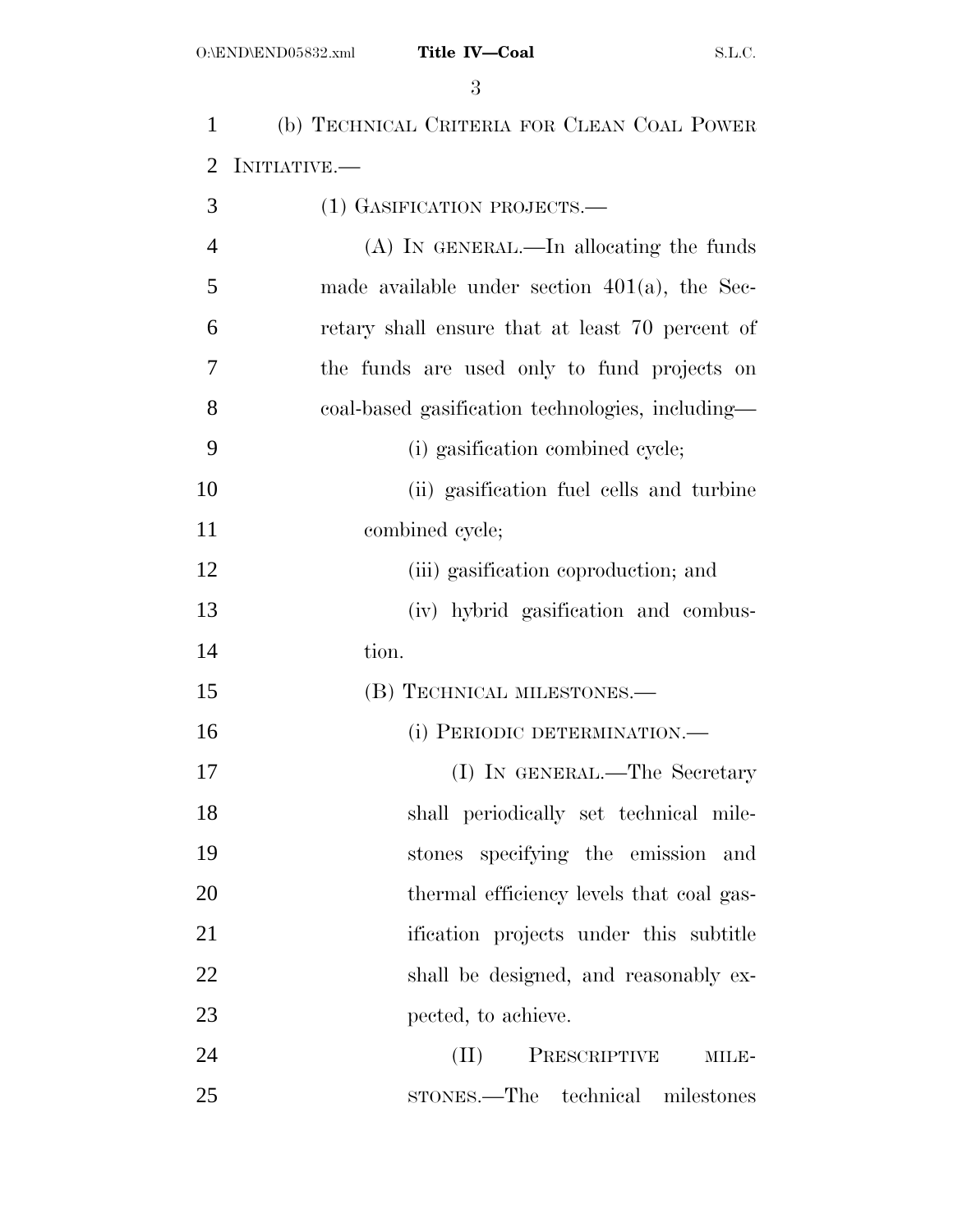(b) TECHNICAL CRITERIA FOR CLEAN COAL POWER INITIATIVE.—

(1) GASIFICATION PROJECTS.—

(A) IN GENERAL.—In allocating the funds made available under section 401(a), the Secretary shall ensure that at least 70 percent of the funds are used only to fund projects on coal-based gasification technologies, including—

(i) gasification combined cycle;

(ii) gasification fuel cells and turbine combined cycle;

(iii) gasification coproduction; and

(iv) hybrid gasification and combustion.

(B) TECHNICAL MILESTONES.—

(i) PERIODIC DETERMINATION.—

(I) IN GENERAL.—The Secretary shall periodically set technical milestones specifying the emission and thermal efficiency levels that coal gasification projects under this subtitle shall be designed, and reasonably expected, to achieve.

(II) PRESCRIPTIVE MILESTONES.—The technical milestones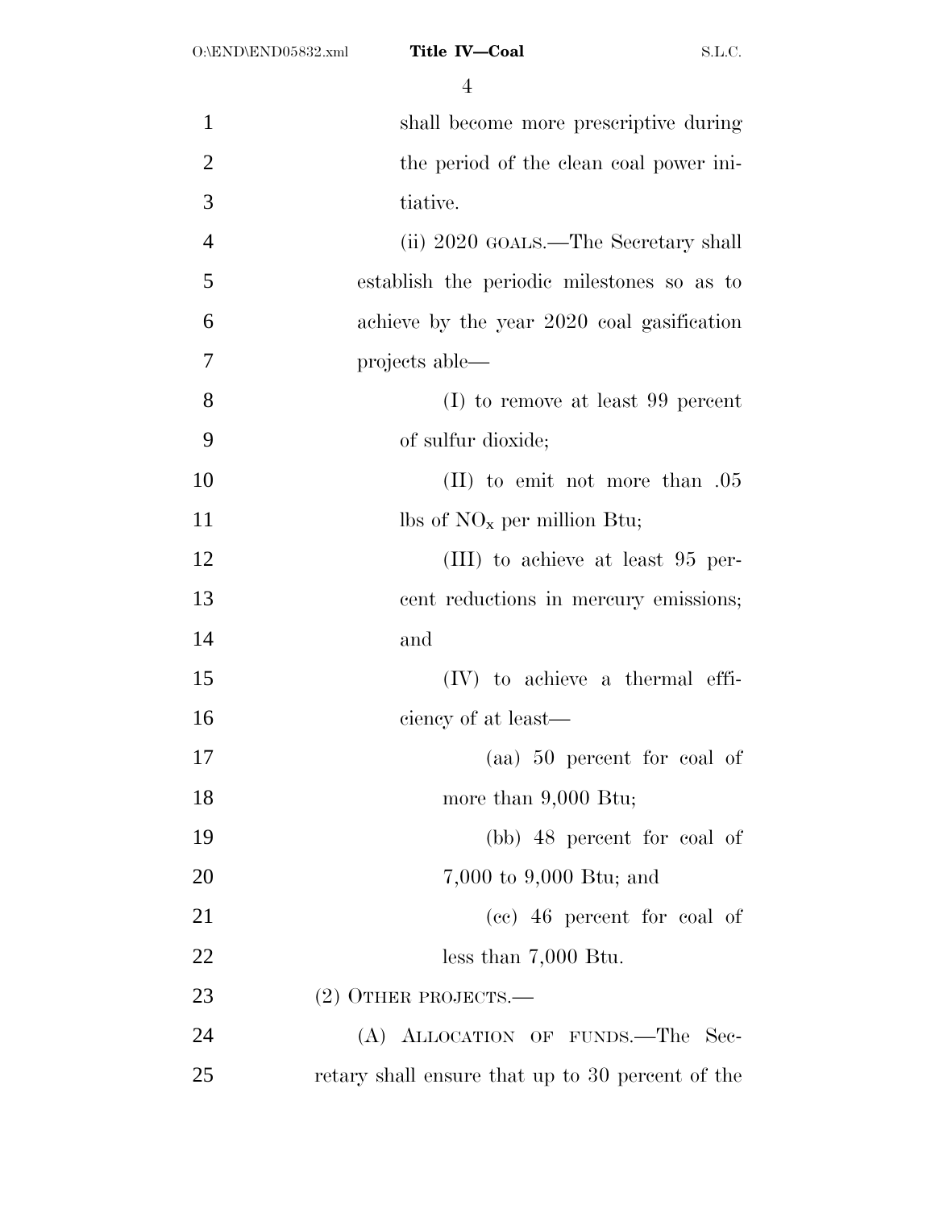shall become more prescriptive during the period of the clean coal power initiative.

(ii) 2020 GOALS.—The Secretary shall establish the periodic milestones so as to achieve by the year 2020 coal gasification projects able—

(I) to remove at least 99 percent of sulfur dioxide;

(II) to emit not more than .05 lbs of $NO_x$ per million Btu;

(III) to achieve at least 95 percent reductions in mercury emissions; and

(IV) to achieve a thermal efficiency of at least—

(aa) 50 percent for coal of more than 9,000 Btu;

(bb) 48 percent for coal of 7,000 to 9,000 Btu; and

(cc) 46 percent for coal of less than 7,000 Btu.

(2) OTHER PROJECTS.—

(A) ALLOCATION OF FUNDS.—The Secretary shall ensure that up to 30 percent of the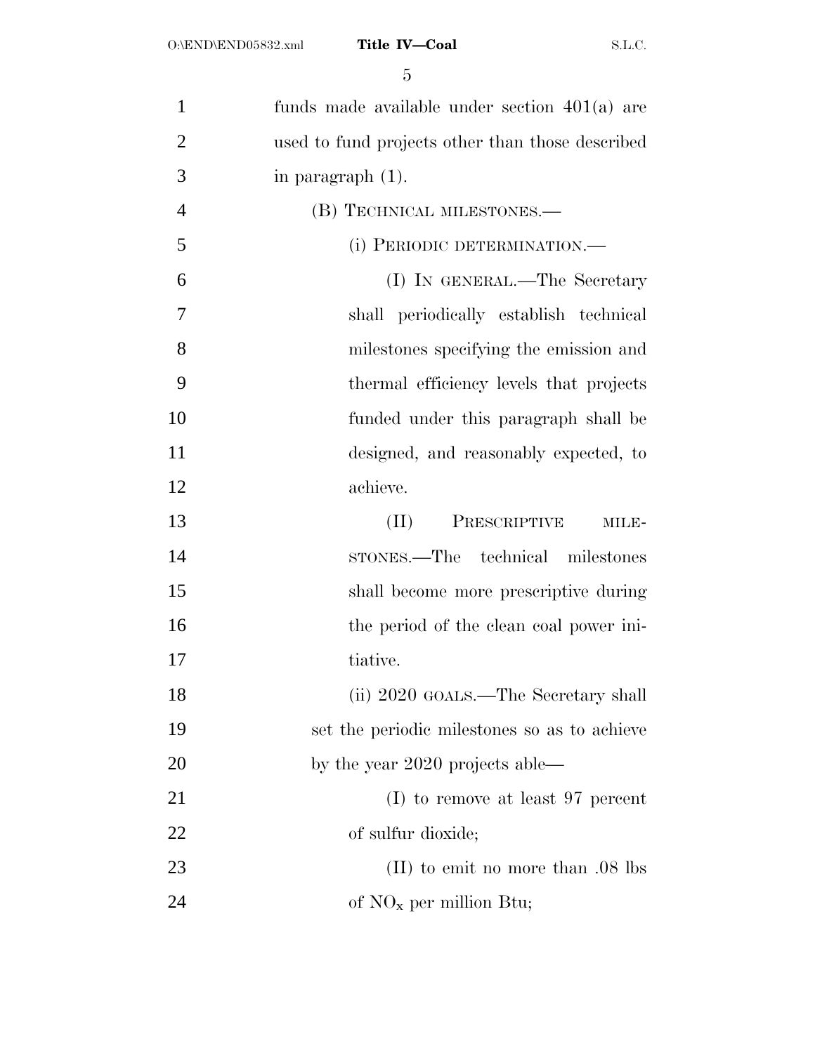funds made available under section 401(a) are used to fund projects other than those described in paragraph (1).

(B) TECHNICAL MILESTONES.—

(i) PERIODIC DETERMINATION.—

(I) IN GENERAL.—The Secretary shall periodically establish technical milestones specifying the emission and thermal efficiency levels that projects funded under this paragraph shall be designed, and reasonably expected, to achieve.

(II) PRESCRIPTIVE MILESTONES.—The technical milestones shall become more prescriptive during the period of the clean coal power initiative.

(ii) 2020 GOALS.—The Secretary shall set the periodic milestones so as to achieve by the year 2020 projects able—

(I) to remove at least 97 percent of sulfur dioxide;

(II) to emit no more than .08 lbs of $NO_x$ per million Btu;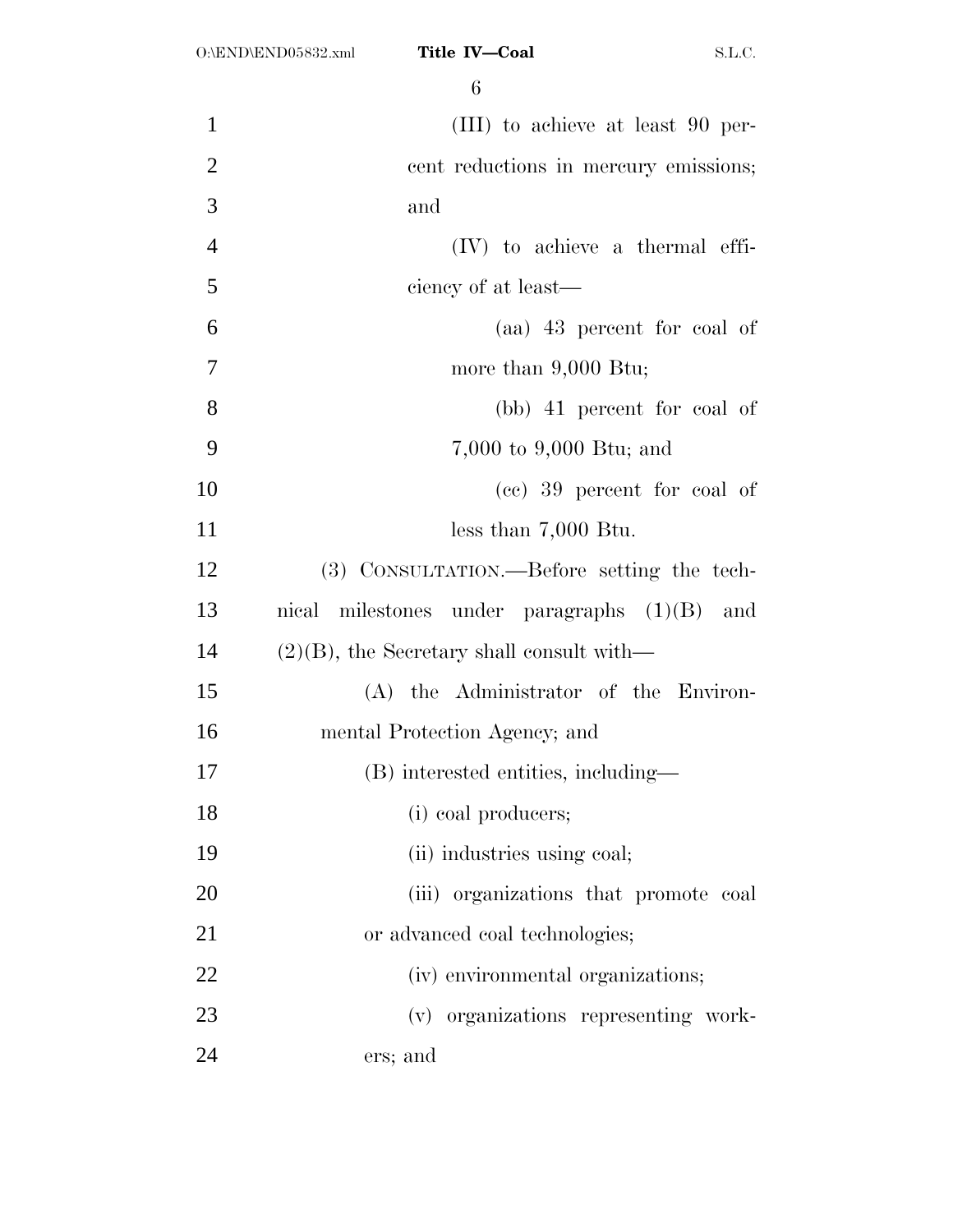(III) to achieve at least 90 percent reductions in mercury emissions; and

(IV) to achieve a thermal efficiency of at least—

(aa) 43 percent for coal of more than 9,000 Btu;

(bb) 41 percent for coal of 7,000 to 9,000 Btu; and

(cc) 39 percent for coal of less than 7,000 Btu.

(3) CONSULTATION.—Before setting the technical milestones under paragraphs (1)(B) and (2)(B), the Secretary shall consult with—

(A) the Administrator of the Environmental Protection Agency; and

(B) interested entities, including—

(i) coal producers;

(ii) industries using coal;

(iii) organizations that promote coal or advanced coal technologies;

(iv) environmental organizations;

(v) organizations representing workers; and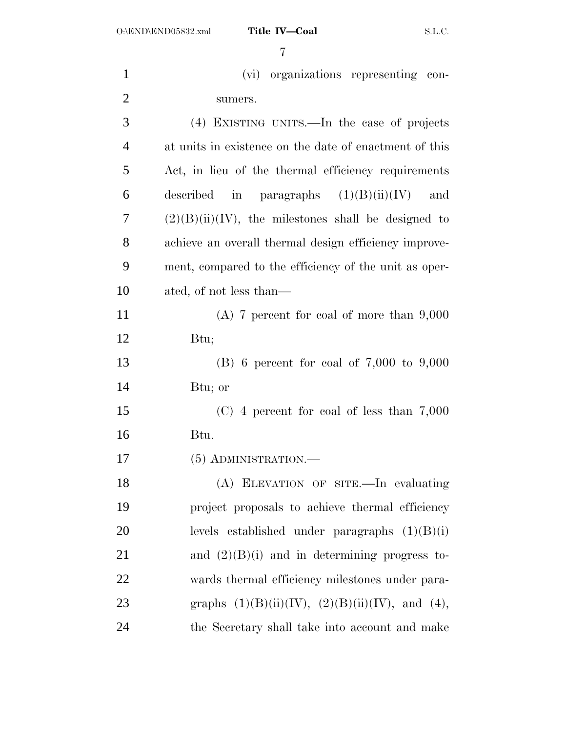(vi) organizations representing consumers.

(4) EXISTING UNITS.—In the case of projects at units in existence on the date of enactment of this Act, in lieu of the thermal efficiency requirements described in paragraphs (1)(B)(ii)(IV) and (2)(B)(ii)(IV), the milestones shall be designed to achieve an overall thermal design efficiency improvement, compared to the efficiency of the unit as operated, of not less than—

(A) 7 percent for coal of more than 9,000 Btu;

(B) 6 percent for coal of 7,000 to 9,000 Btu; or

(C) 4 percent for coal of less than 7,000 Btu.

(5) ADMINISTRATION.—

(A) ELEVATION OF SITE.—In evaluating project proposals to achieve thermal efficiency levels established under paragraphs (1)(B)(i) and (2)(B)(i) and in determining progress towards thermal efficiency milestones under paragraphs (1)(B)(ii)(IV), (2)(B)(ii)(IV), and (4), the Secretary shall take into account and make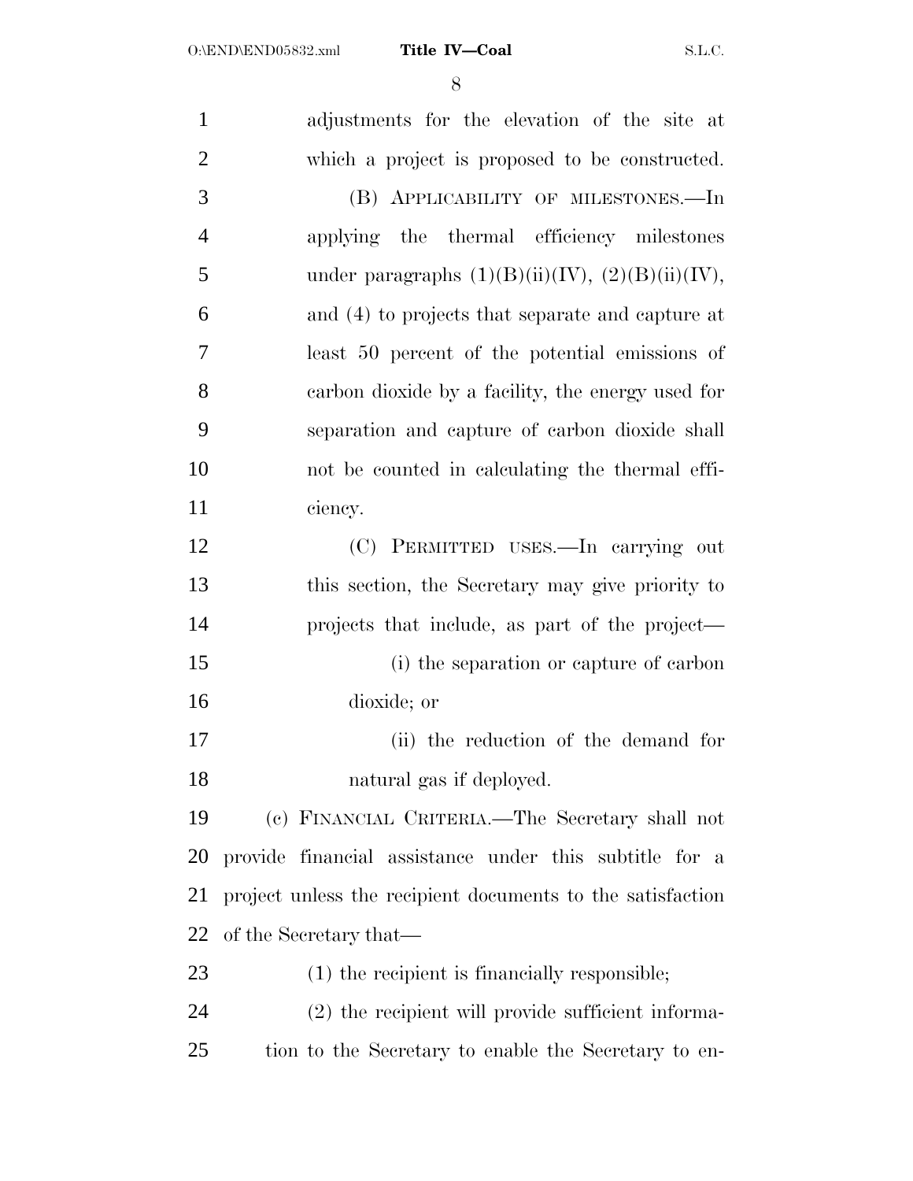adjustments for the elevation of the site at which a project is proposed to be constructed.

(B) APPLICABILITY OF MILESTONES.—In applying the thermal efficiency milestones under paragraphs (1)(B)(ii)(IV), (2)(B)(ii)(IV), and (4) to projects that separate and capture at least 50 percent of the potential emissions of carbon dioxide by a facility, the energy used for separation and capture of carbon dioxide shall not be counted in calculating the thermal efficiency.

(C) PERMITTED USES.—In carrying out this section, the Secretary may give priority to projects that include, as part of the project—

(i) the separation or capture of carbon dioxide; or

(ii) the reduction of the demand for natural gas if deployed.

(c) FINANCIAL CRITERIA.—The Secretary shall not provide financial assistance under this subtitle for a project unless the recipient documents to the satisfaction of the Secretary that—

(1) the recipient is financially responsible;

(2) the recipient will provide sufficient information to the Secretary to enable the Secretary to en-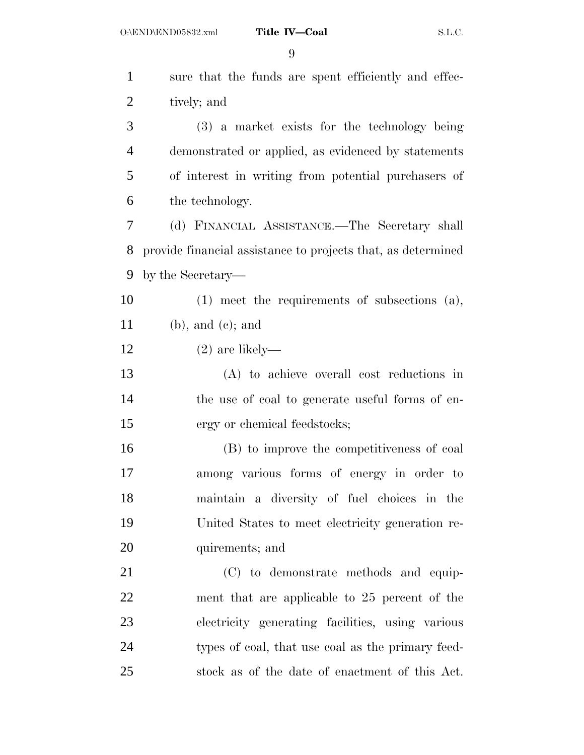sure that the funds are spent efficiently and effectively; and

(3) a market exists for the technology being demonstrated or applied, as evidenced by statements of interest in writing from potential purchasers of the technology.

(d) FINANCIAL ASSISTANCE.—The Secretary shall provide financial assistance to projects that, as determined by the Secretary—

(1) meet the requirements of subsections (a), (b), and (c); and

(2) are likely—

(A) to achieve overall cost reductions in the use of coal to generate useful forms of energy or chemical feedstocks;

(B) to improve the competitiveness of coal among various forms of energy in order to maintain a diversity of fuel choices in the United States to meet electricity generation requirements; and

(C) to demonstrate methods and equipment that are applicable to 25 percent of the electricity generating facilities, using various types of coal, that use coal as the primary feedstock as of the date of enactment of this Act.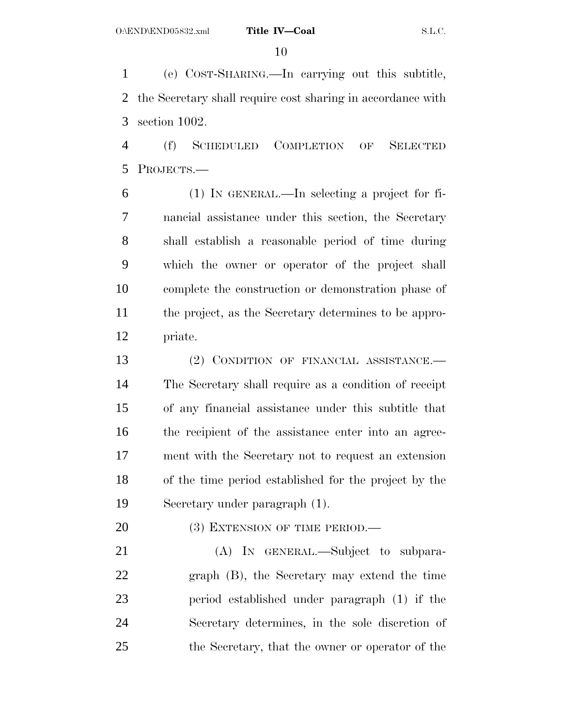(e) COST-SHARING.—In carrying out this subtitle, the Secretary shall require cost sharing in accordance with section 1002.

(f) SCHEDULED COMPLETION OF SELECTED PROJECTS.—

(1) IN GENERAL.—In selecting a project for financial assistance under this section, the Secretary shall establish a reasonable period of time during which the owner or operator of the project shall complete the construction or demonstration phase of the project, as the Secretary determines to be appropriate.

(2) CONDITION OF FINANCIAL ASSISTANCE.— The Secretary shall require as a condition of receipt of any financial assistance under this subtitle that the recipient of the assistance enter into an agreement with the Secretary not to request an extension of the time period established for the project by the Secretary under paragraph (1).

(3) EXTENSION OF TIME PERIOD.—

(A) IN GENERAL.—Subject to subparagraph (B), the Secretary may extend the time period established under paragraph (1) if the Secretary determines, in the sole discretion of the Secretary, that the owner or operator of the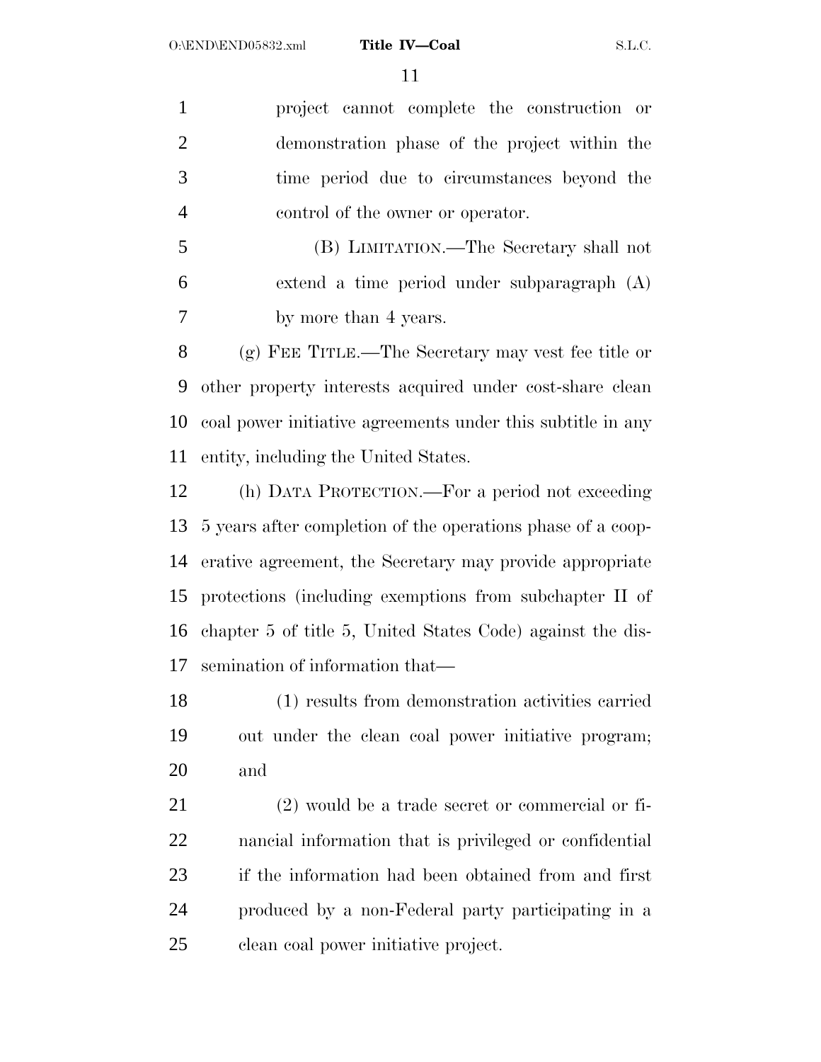project cannot complete the construction or demonstration phase of the project within the time period due to circumstances beyond the control of the owner or operator.

(B) LIMITATION.—The Secretary shall not extend a time period under subparagraph (A) by more than 4 years.

(g) FEE TITLE.—The Secretary may vest fee title or other property interests acquired under cost-share clean coal power initiative agreements under this subtitle in any entity, including the United States.

(h) DATA PROTECTION.—For a period not exceeding 5 years after completion of the operations phase of a cooperative agreement, the Secretary may provide appropriate protections (including exemptions from subchapter II of chapter 5 of title 5, United States Code) against the dissemination of information that—

(1) results from demonstration activities carried out under the clean coal power initiative program; and

(2) would be a trade secret or commercial or financial information that is privileged or confidential if the information had been obtained from and first produced by a non-Federal party participating in a clean coal power initiative project.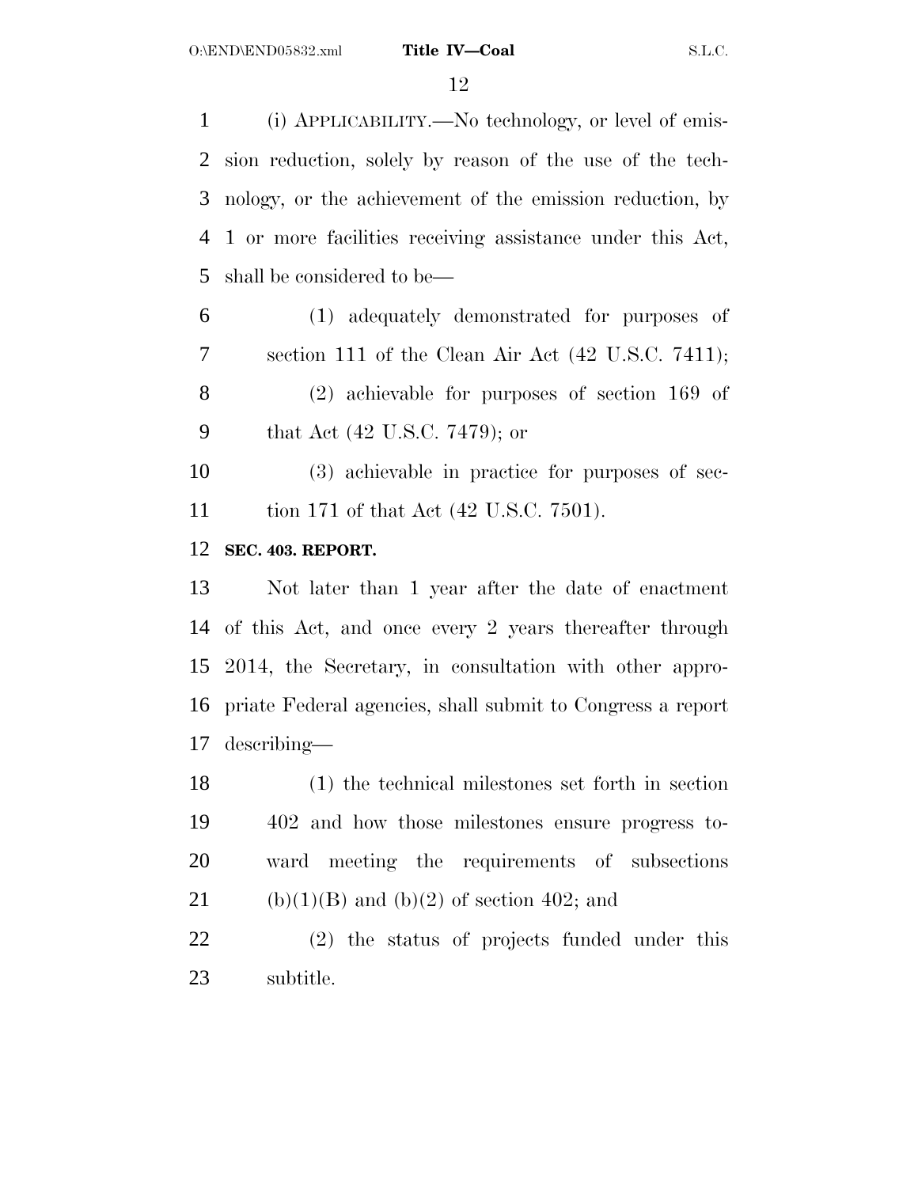(i) APPLICABILITY.—No technology, or level of emission reduction, solely by reason of the use of the technology, or the achievement of the emission reduction, by 1 or more facilities receiving assistance under this Act, shall be considered to be—

(1) adequately demonstrated for purposes of section 111 of the Clean Air Act (42 U.S.C. 7411);

(2) achievable for purposes of section 169 of that Act (42 U.S.C. 7479); or

(3) achievable in practice for purposes of section 171 of that Act (42 U.S.C. 7501).

**SEC. 403. REPORT.**

Not later than 1 year after the date of enactment of this Act, and once every 2 years thereafter through 2014, the Secretary, in consultation with other appropriate Federal agencies, shall submit to Congress a report describing—

(1) the technical milestones set forth in section 402 and how those milestones ensure progress toward meeting the requirements of subsections (b)(1)(B) and (b)(2) of section 402; and

(2) the status of projects funded under this subtitle.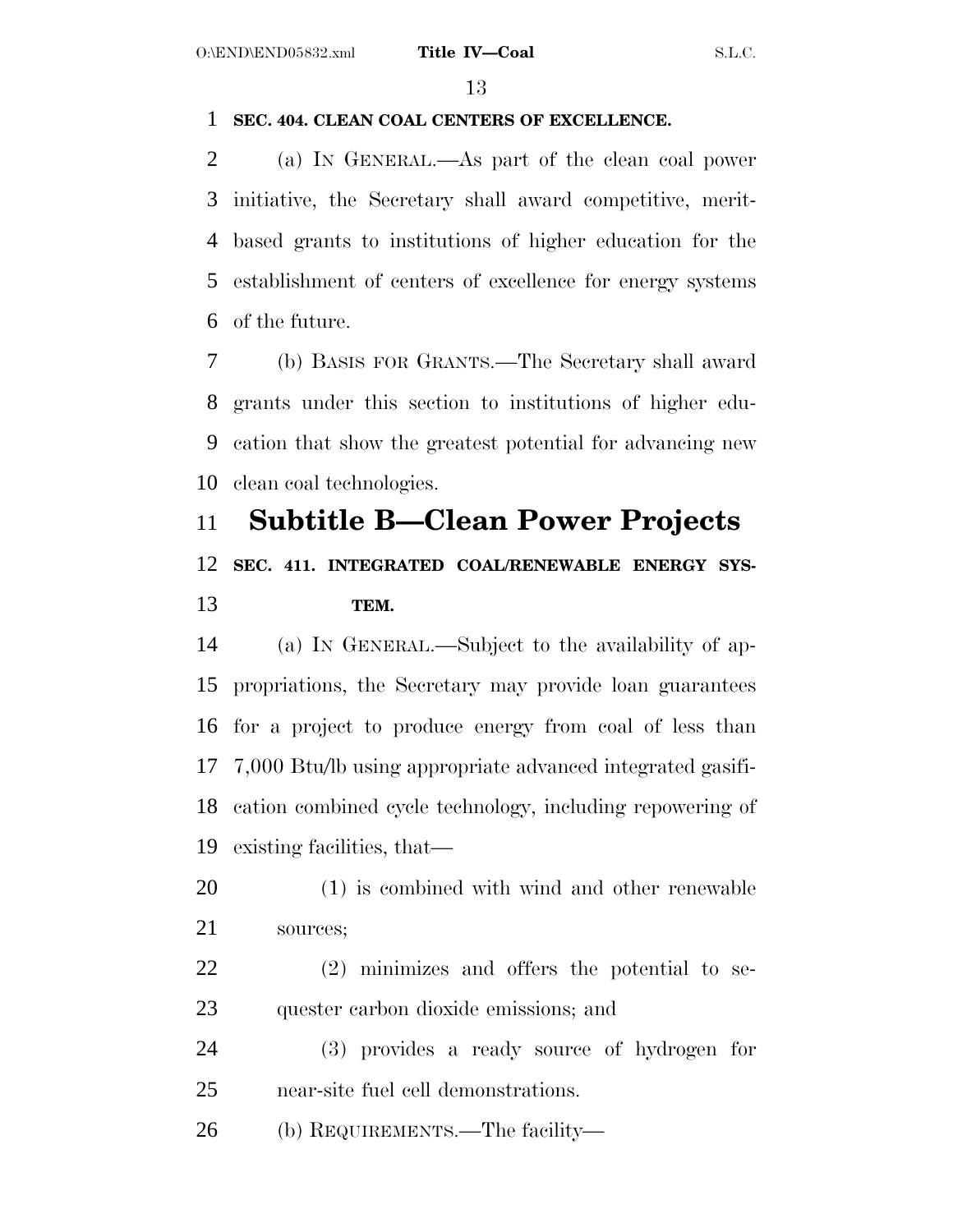**SEC. 404. CLEAN COAL CENTERS OF EXCELLENCE.**

(a) IN GENERAL.—As part of the clean coal power initiative, the Secretary shall award competitive, merit-based grants to institutions of higher education for the establishment of centers of excellence for energy systems of the future.

(b) BASIS FOR GRANTS.—The Secretary shall award grants under this section to institutions of higher education that show the greatest potential for advancing new clean coal technologies.

# Subtitle B—Clean Power Projects

**SEC. 411. INTEGRATED COAL/RENEWABLE ENERGY SYSTEM.**

(a) IN GENERAL.—Subject to the availability of appropriations, the Secretary may provide loan guarantees for a project to produce energy from coal of less than 7,000 Btu/lb using appropriate advanced integrated gasification combined cycle technology, including repowering of existing facilities, that—

(1) is combined with wind and other renewable sources;

(2) minimizes and offers the potential to sequester carbon dioxide emissions; and

(3) provides a ready source of hydrogen for near-site fuel cell demonstrations.

(b) REQUIREMENTS.—The facility—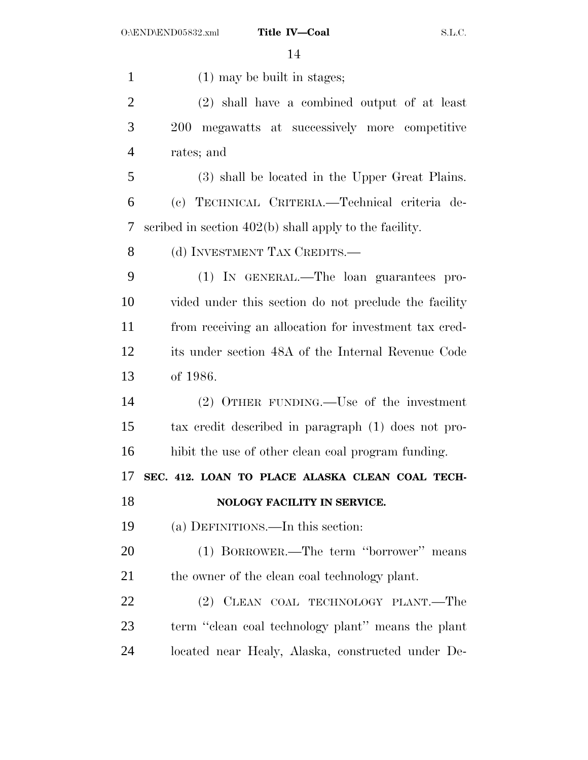(1) may be built in stages;

(2) shall have a combined output of at least 200 megawatts at successively more competitive rates; and

(3) shall be located in the Upper Great Plains.

(c) TECHNICAL CRITERIA.—Technical criteria described in section 402(b) shall apply to the facility.

(d) INVESTMENT TAX CREDITS.—

(1) IN GENERAL.—The loan guarantees provided under this section do not preclude the facility from receiving an allocation for investment tax credits under section 48A of the Internal Revenue Code of 1986.

(2) OTHER FUNDING.—Use of the investment tax credit described in paragraph (1) does not prohibit the use of other clean coal program funding.

**SEC. 412. LOAN TO PLACE ALASKA CLEAN COAL TECHNOLOGY FACILITY IN SERVICE.**

(a) DEFINITIONS.—In this section:

(1) BORROWER.—The term "borrower" means the owner of the clean coal technology plant.

(2) CLEAN COAL TECHNOLOGY PLANT.—The term "clean coal technology plant" means the plant located near Healy, Alaska, constructed under De-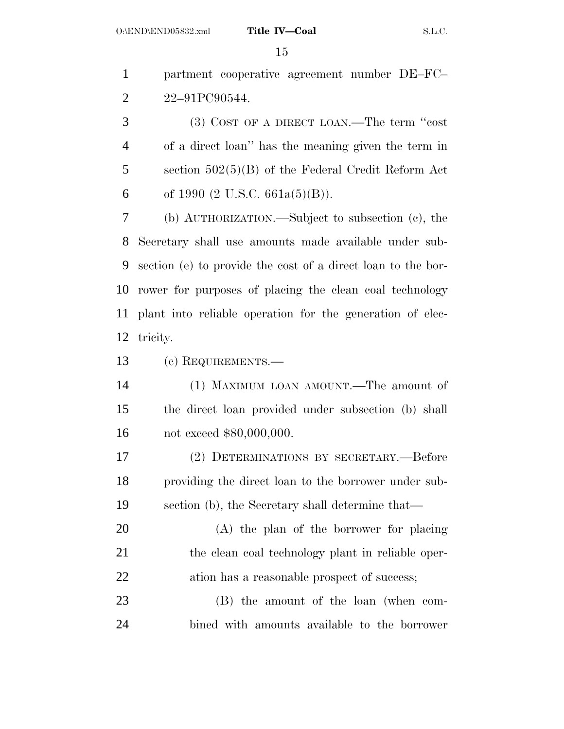partment cooperative agreement number DE–FC–22–91PC90544.

(3) COST OF A DIRECT LOAN.—The term "cost of a direct loan" has the meaning given the term in section 502(5)(B) of the Federal Credit Reform Act of 1990 (2 U.S.C. 661a(5)(B)).

(b) AUTHORIZATION.—Subject to subsection (c), the Secretary shall use amounts made available under subsection (e) to provide the cost of a direct loan to the borrower for purposes of placing the clean coal technology plant into reliable operation for the generation of electricity.

(c) REQUIREMENTS.—

(1) MAXIMUM LOAN AMOUNT.—The amount of the direct loan provided under subsection (b) shall not exceed $80,000,000.

(2) DETERMINATIONS BY SECRETARY.—Before providing the direct loan to the borrower under subsection (b), the Secretary shall determine that—

(A) the plan of the borrower for placing the clean coal technology plant in reliable operation has a reasonable prospect of success;

(B) the amount of the loan (when combined with amounts available to the borrower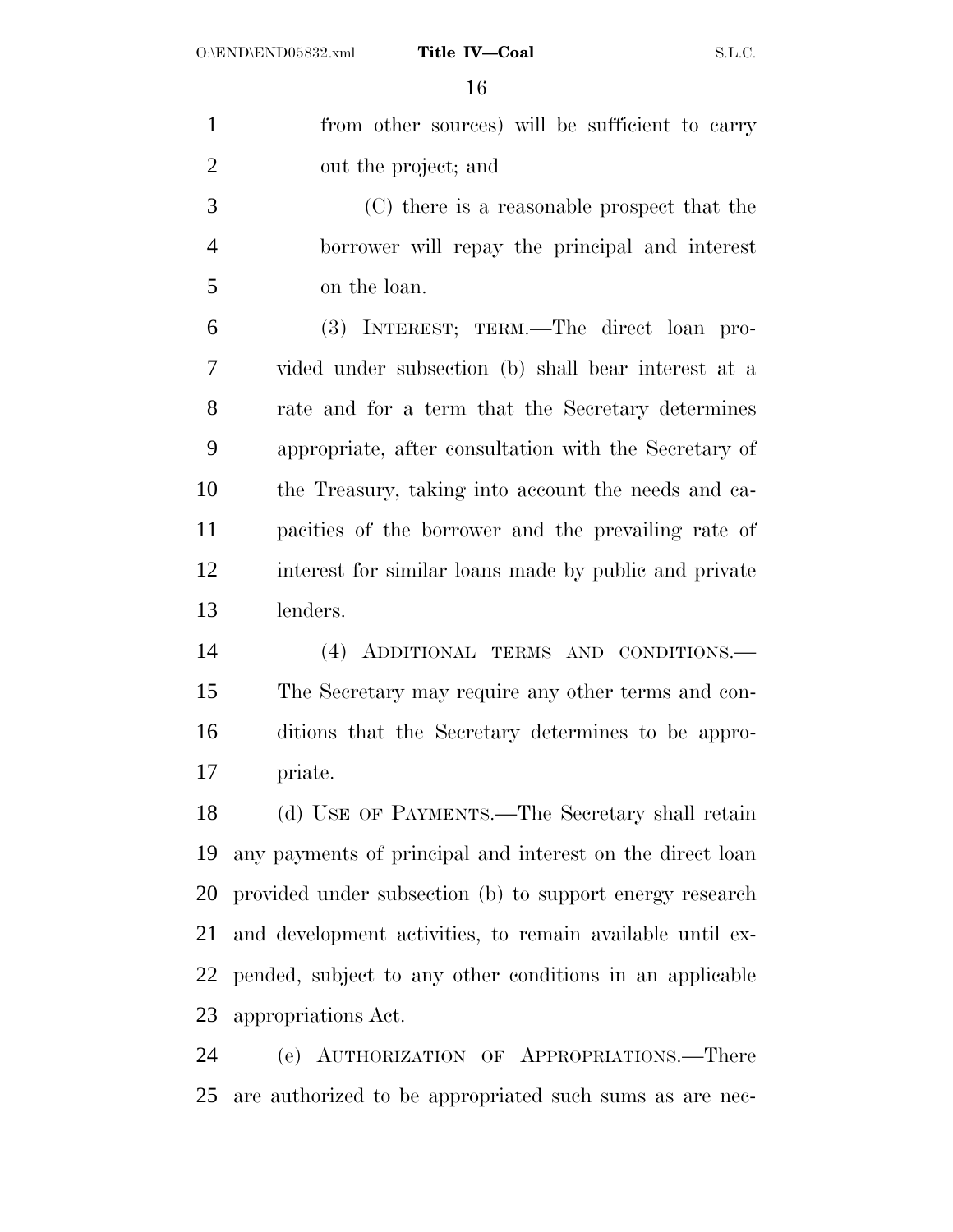from other sources) will be sufficient to carry out the project; and

(C) there is a reasonable prospect that the borrower will repay the principal and interest on the loan.

(3) INTEREST; TERM.—The direct loan provided under subsection (b) shall bear interest at a rate and for a term that the Secretary determines appropriate, after consultation with the Secretary of the Treasury, taking into account the needs and capacities of the borrower and the prevailing rate of interest for similar loans made by public and private lenders.

(4) ADDITIONAL TERMS AND CONDITIONS.—The Secretary may require any other terms and conditions that the Secretary determines to be appropriate.

(d) USE OF PAYMENTS.—The Secretary shall retain any payments of principal and interest on the direct loan provided under subsection (b) to support energy research and development activities, to remain available until expended, subject to any other conditions in an applicable appropriations Act.

(e) AUTHORIZATION OF APPROPRIATIONS.—There are authorized to be appropriated such sums as are nec-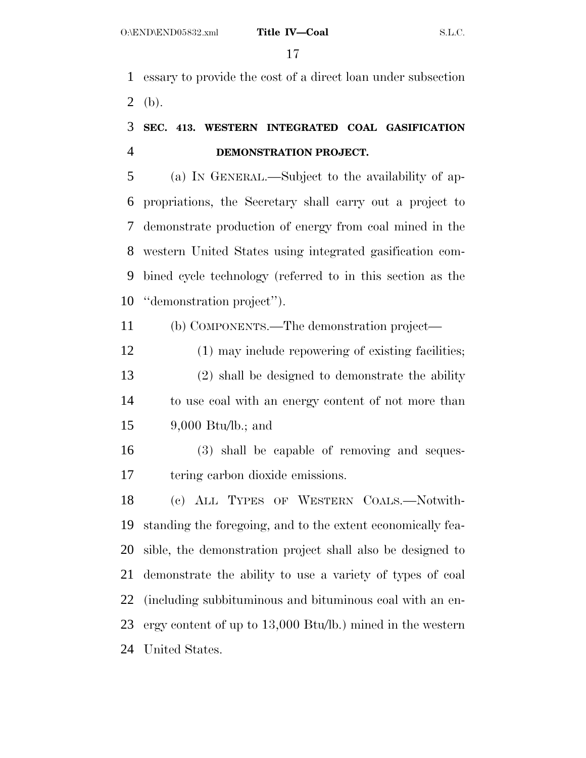essary to provide the cost of a direct loan under subsection (b).

### SEC. 413. WESTERN INTEGRATED COAL GASIFICATION DEMONSTRATION PROJECT.

(a) IN GENERAL.—Subject to the availability of appropriations, the Secretary shall carry out a project to demonstrate production of energy from coal mined in the western United States using integrated gasification combined cycle technology (referred to in this section as the ''demonstration project'').

(b) COMPONENTS.—The demonstration project—

(1) may include repowering of existing facilities;

(2) shall be designed to demonstrate the ability to use coal with an energy content of not more than 9,000 Btu/lb.; and

(3) shall be capable of removing and sequestering carbon dioxide emissions.

(c) ALL TYPES OF WESTERN COALS.—Notwithstanding the foregoing, and to the extent economically feasible, the demonstration project shall also be designed to demonstrate the ability to use a variety of types of coal (including subbituminous and bituminous coal with an energy content of up to 13,000 Btu/lb.) mined in the western United States.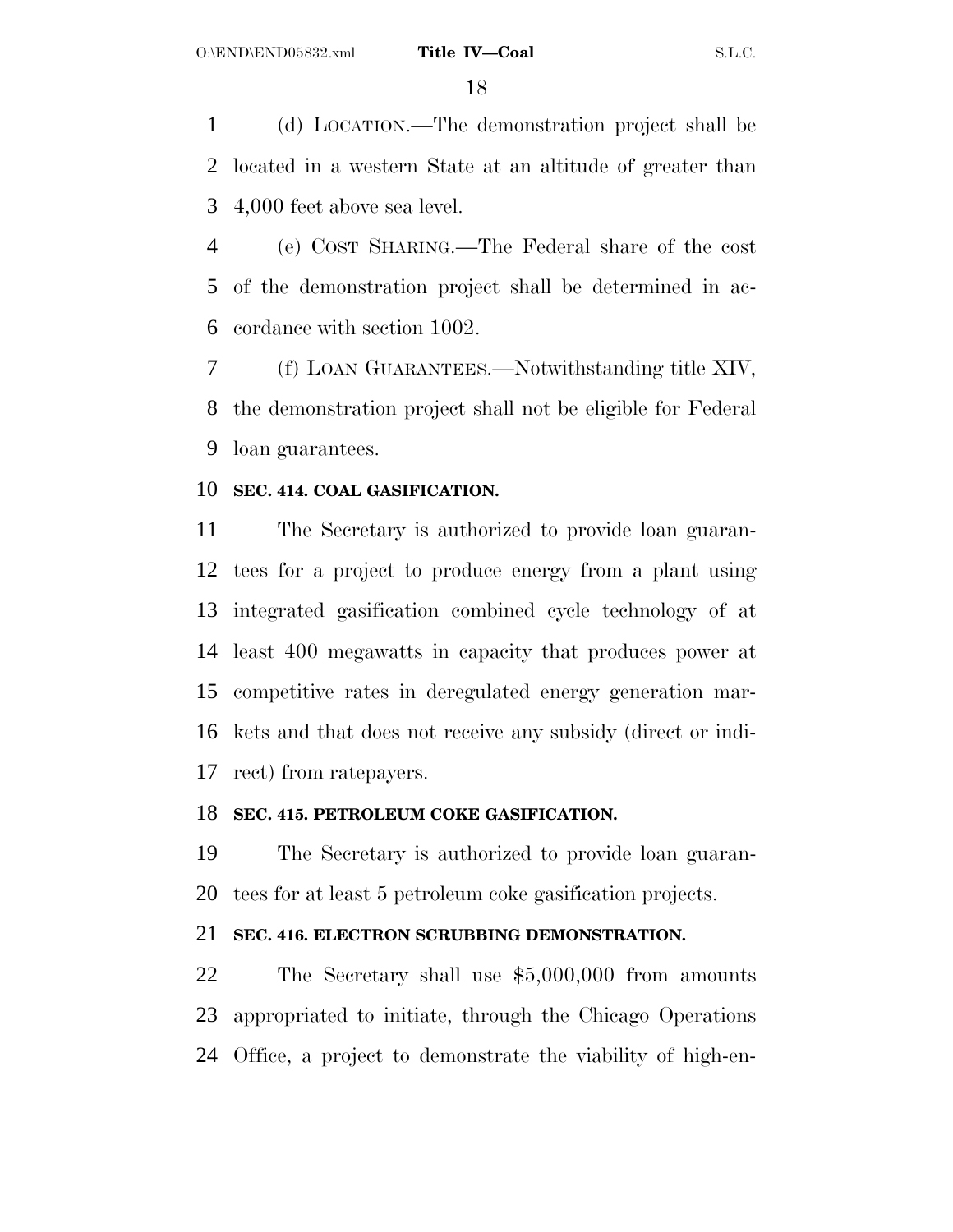(d) LOCATION.—The demonstration project shall be located in a western State at an altitude of greater than 4,000 feet above sea level.

(e) COST SHARING.—The Federal share of the cost of the demonstration project shall be determined in accordance with section 1002.

(f) LOAN GUARANTEES.—Notwithstanding title XIV, the demonstration project shall not be eligible for Federal loan guarantees.

**SEC. 414. COAL GASIFICATION.**

The Secretary is authorized to provide loan guarantees for a project to produce energy from a plant using integrated gasification combined cycle technology of at least 400 megawatts in capacity that produces power at competitive rates in deregulated energy generation markets and that does not receive any subsidy (direct or indirect) from ratepayers.

**SEC. 415. PETROLEUM COKE GASIFICATION.**

The Secretary is authorized to provide loan guarantees for at least 5 petroleum coke gasification projects.

**SEC. 416. ELECTRON SCRUBBING DEMONSTRATION.**

The Secretary shall use $5,000,000 from amounts appropriated to initiate, through the Chicago Operations Office, a project to demonstrate the viability of high-en-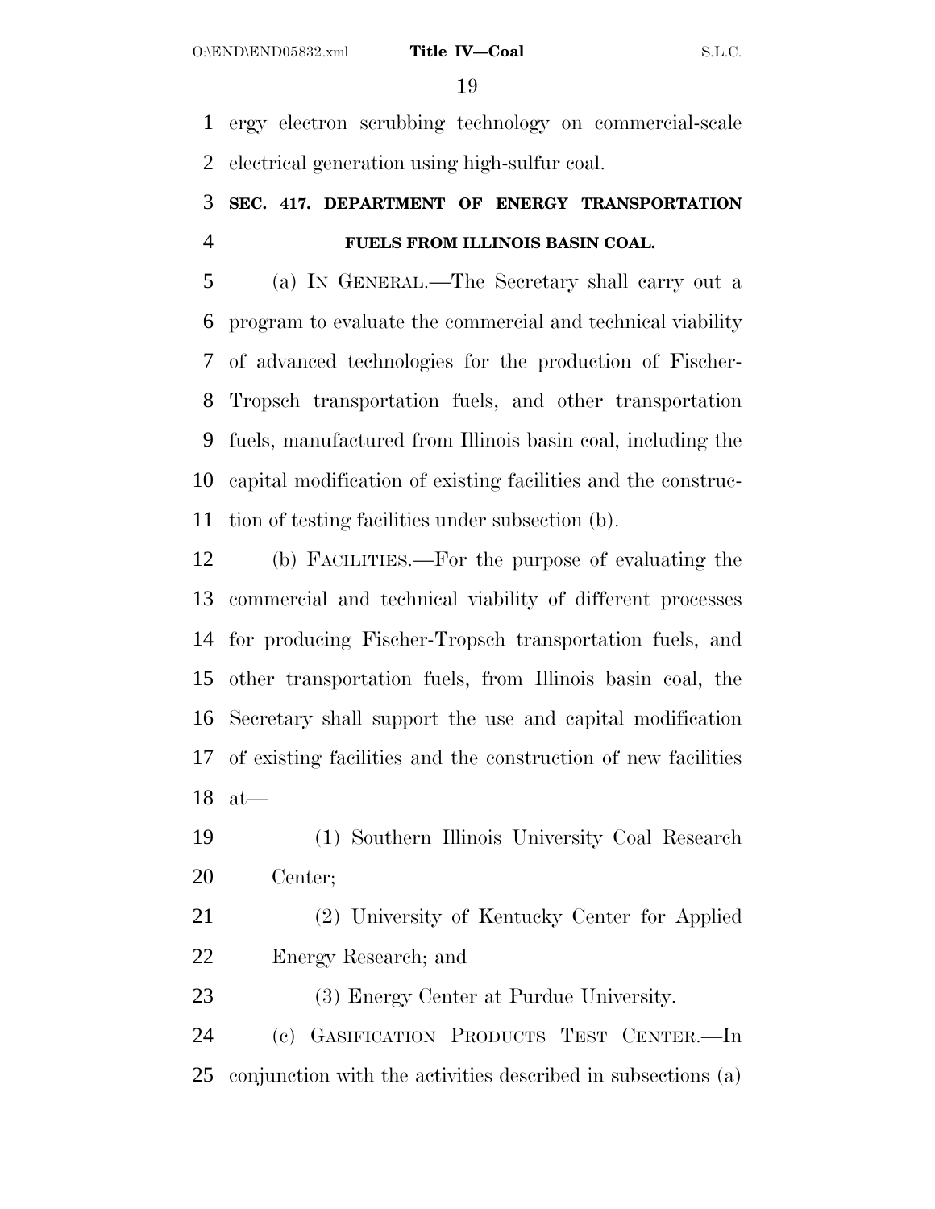ergy electron scrubbing technology on commercial-scale electrical generation using high-sulfur coal.

**SEC. 417. DEPARTMENT OF ENERGY TRANSPORTATION FUELS FROM ILLINOIS BASIN COAL.**

(a) IN GENERAL.—The Secretary shall carry out a program to evaluate the commercial and technical viability of advanced technologies for the production of Fischer-Tropsch transportation fuels, and other transportation fuels, manufactured from Illinois basin coal, including the capital modification of existing facilities and the construction of testing facilities under subsection (b).

(b) FACILITIES.—For the purpose of evaluating the commercial and technical viability of different processes for producing Fischer-Tropsch transportation fuels, and other transportation fuels, from Illinois basin coal, the Secretary shall support the use and capital modification of existing facilities and the construction of new facilities at—

(1) Southern Illinois University Coal Research Center;

(2) University of Kentucky Center for Applied Energy Research; and

(3) Energy Center at Purdue University.

(c) GASIFICATION PRODUCTS TEST CENTER.—In conjunction with the activities described in subsections (a)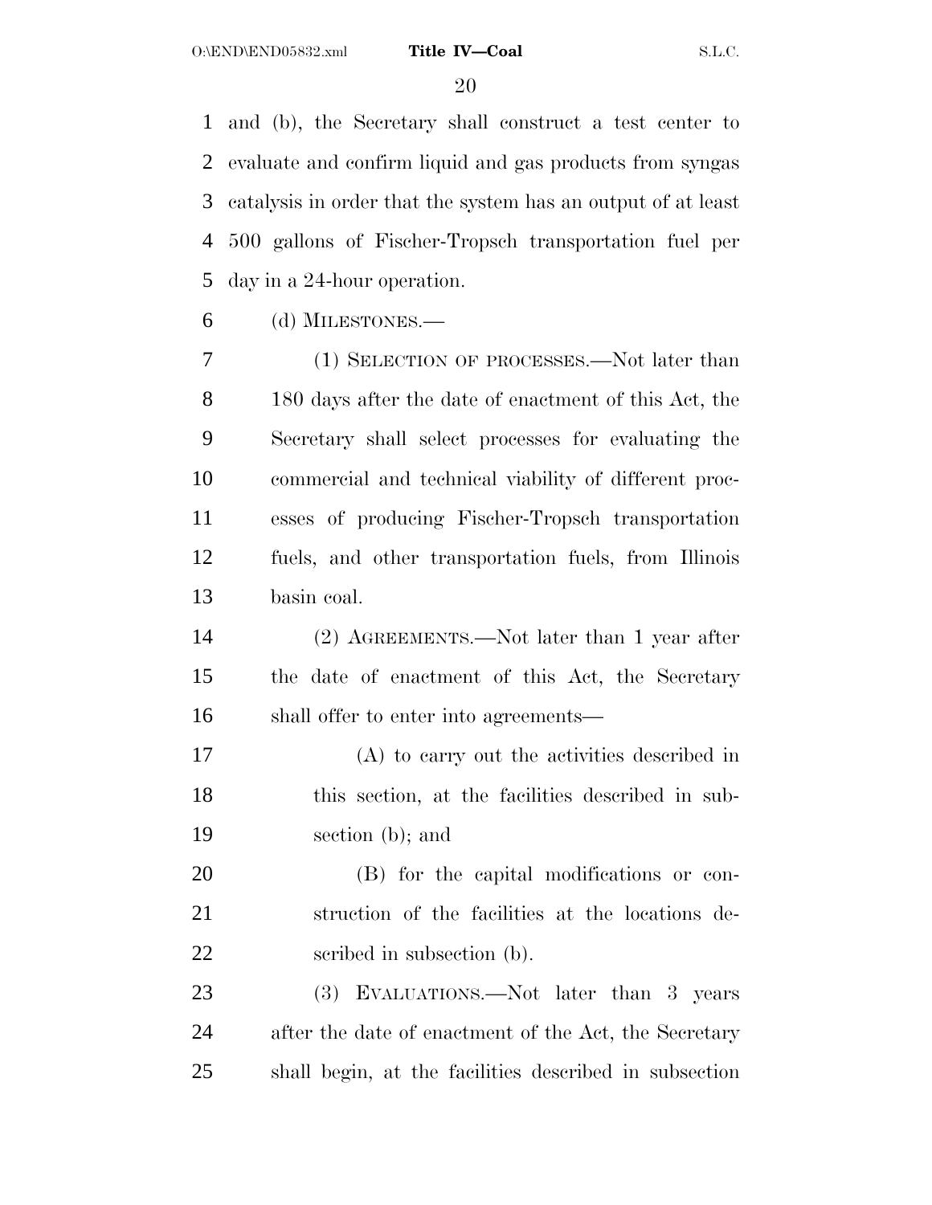and (b), the Secretary shall construct a test center to evaluate and confirm liquid and gas products from syngas catalysis in order that the system has an output of at least 500 gallons of Fischer-Tropsch transportation fuel per day in a 24-hour operation.

(d) MILESTONES.—

(1) SELECTION OF PROCESSES.—Not later than 180 days after the date of enactment of this Act, the Secretary shall select processes for evaluating the commercial and technical viability of different processes of producing Fischer-Tropsch transportation fuels, and other transportation fuels, from Illinois basin coal.

(2) AGREEMENTS.—Not later than 1 year after the date of enactment of this Act, the Secretary shall offer to enter into agreements—

(A) to carry out the activities described in this section, at the facilities described in subsection (b); and

(B) for the capital modifications or construction of the facilities at the locations described in subsection (b).

(3) EVALUATIONS.—Not later than 3 years after the date of enactment of the Act, the Secretary shall begin, at the facilities described in subsection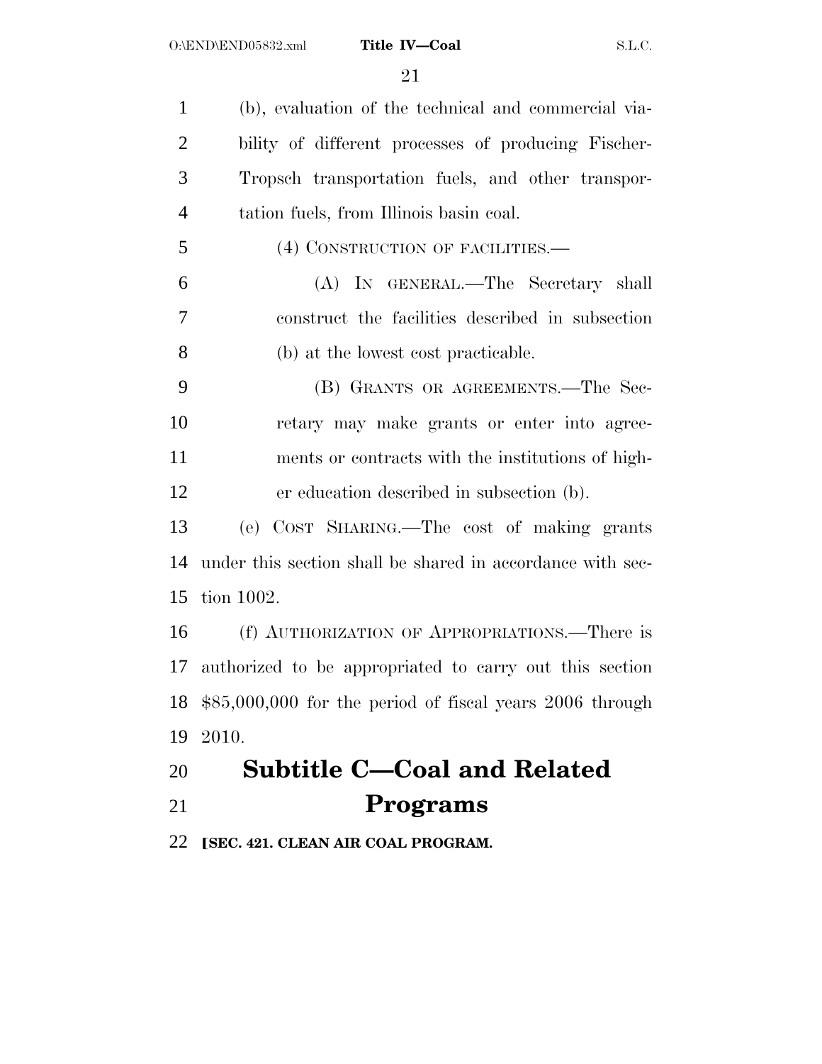(b), evaluation of the technical and commercial viability of different processes of producing Fischer-Tropsch transportation fuels, and other transportation fuels, from Illinois basin coal.

(4) CONSTRUCTION OF FACILITIES.—

(A) IN GENERAL.—The Secretary shall construct the facilities described in subsection (b) at the lowest cost practicable.

(B) GRANTS OR AGREEMENTS.—The Secretary may make grants or enter into agreements or contracts with the institutions of higher education described in subsection (b).

(e) COST SHARING.—The cost of making grants under this section shall be shared in accordance with section 1002.

(f) AUTHORIZATION OF APPROPRIATIONS.—There is authorized to be appropriated to carry out this section $85,000,000 for the period of fiscal years 2006 through 2010.

## Subtitle C—Coal and Related Programs

**[SEC. 421. CLEAN AIR COAL PROGRAM.**